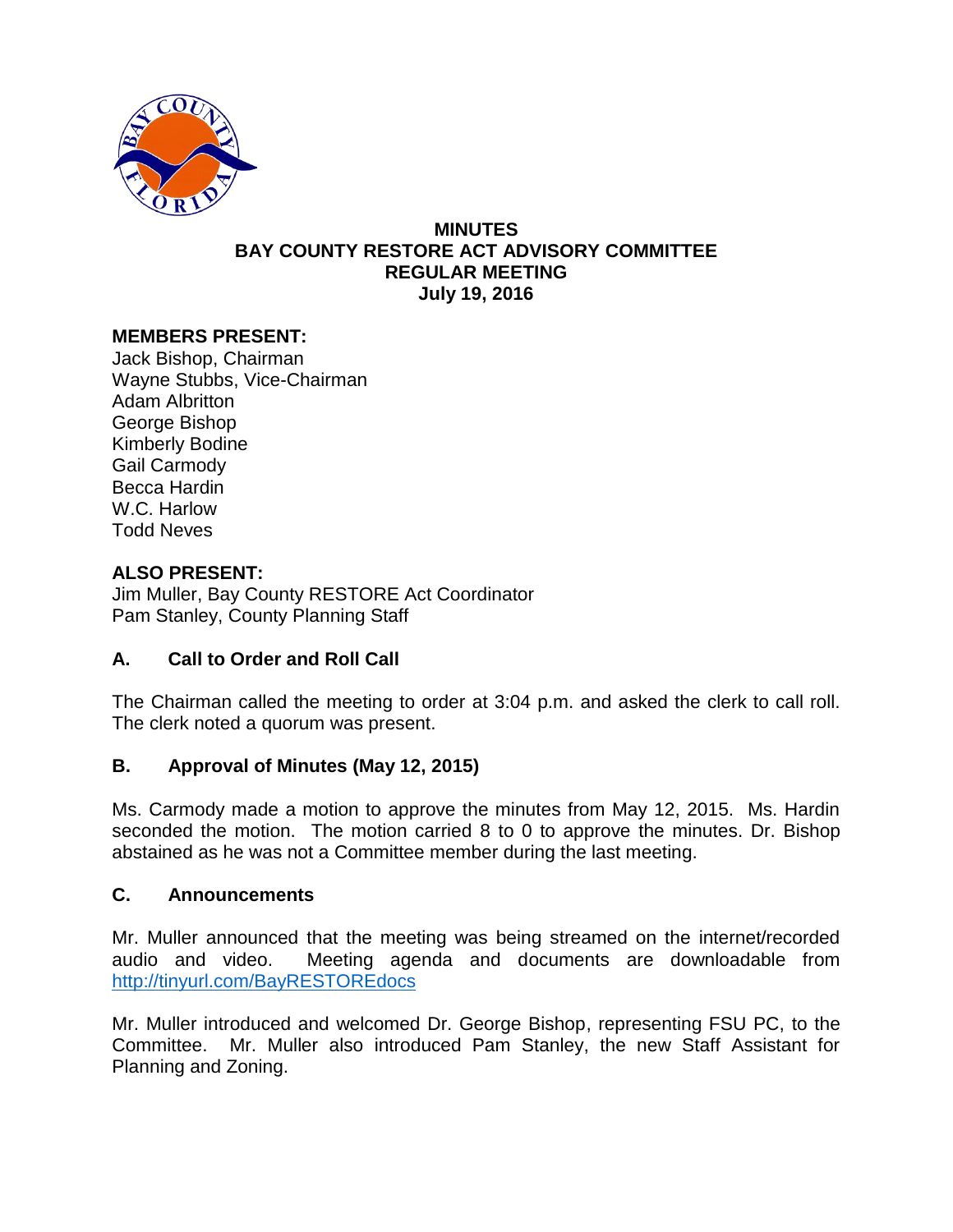# MINUTES
# BAY COUNTY RESTORE ACT ADVISORY COMMITTEE
# REGULAR MEETING
# July 19, 2016

**MEMBERS PRESENT:**
Jack Bishop, Chairman
Wayne Stubbs, Vice-Chairman
Adam Albritton
George Bishop
Kimberly Bodine
Gail Carmody
Becca Hardin
W.C. Harlow
Todd Neves

**ALSO PRESENT:**
Jim Muller, Bay County RESTORE Act Coordinator
Pam Stanley, County Planning Staff

## A. Call to Order and Roll Call

The Chairman called the meeting to order at 3:04 p.m. and asked the clerk to call roll. The clerk noted a quorum was present.

## B. Approval of Minutes (May 12, 2015)

Ms. Carmody made a motion to approve the minutes from May 12, 2015. Ms. Hardin seconded the motion. The motion carried 8 to 0 to approve the minutes. Dr. Bishop abstained as he was not a Committee member during the last meeting.

## C. Announcements

Mr. Muller announced that the meeting was being streamed on the internet/recorded audio and video. Meeting agenda and documents are downloadable from http://tinyurl.com/BayRESTOREdocs

Mr. Muller introduced and welcomed Dr. George Bishop, representing FSU PC, to the Committee. Mr. Muller also introduced Pam Stanley, the new Staff Assistant for Planning and Zoning.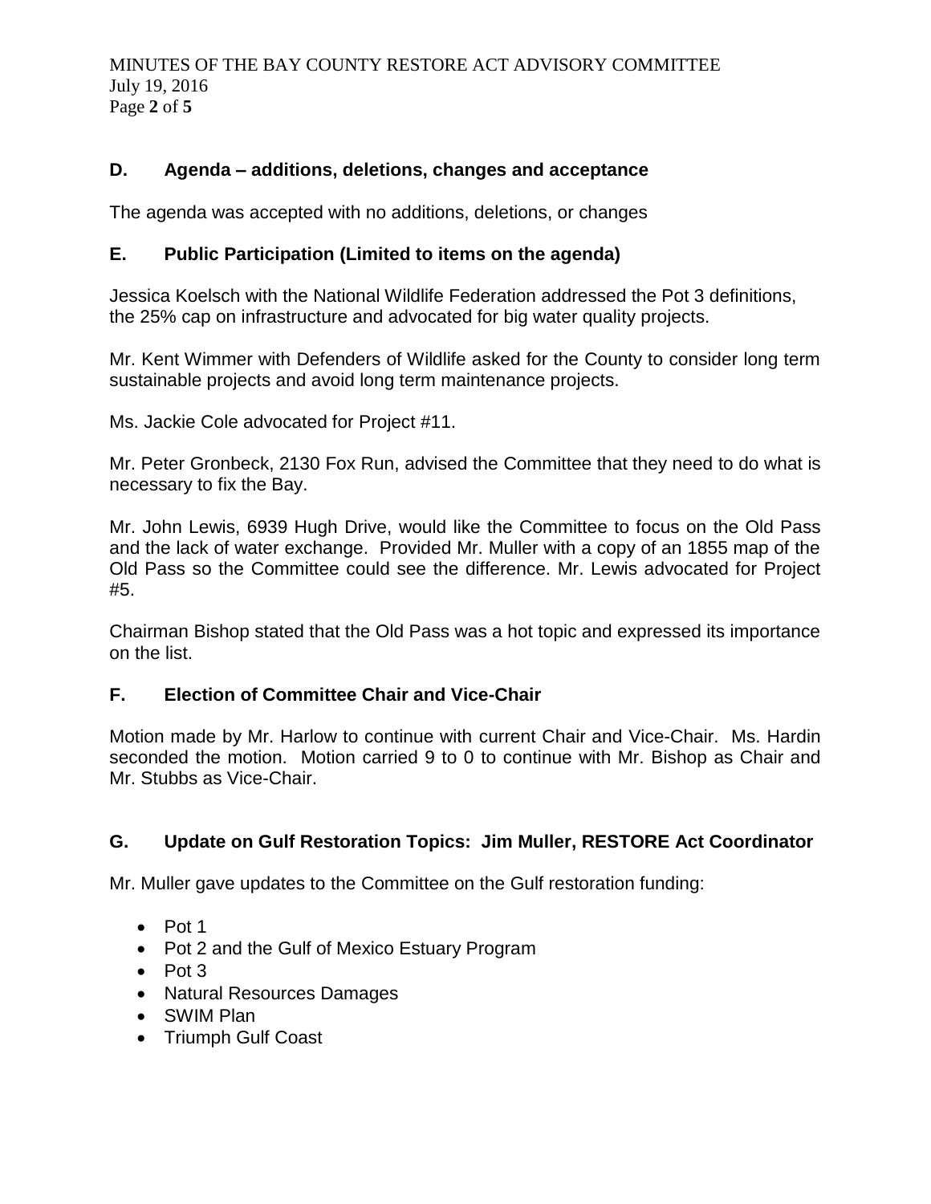## D. Agenda – additions, deletions, changes and acceptance

The agenda was accepted with no additions, deletions, or changes

## E. Public Participation (Limited to items on the agenda)

Jessica Koelsch with the National Wildlife Federation addressed the Pot 3 definitions, the 25% cap on infrastructure and advocated for big water quality projects.

Mr. Kent Wimmer with Defenders of Wildlife asked for the County to consider long term sustainable projects and avoid long term maintenance projects.

Ms. Jackie Cole advocated for Project #11.

Mr. Peter Gronbeck, 2130 Fox Run, advised the Committee that they need to do what is necessary to fix the Bay.

Mr. John Lewis, 6939 Hugh Drive, would like the Committee to focus on the Old Pass and the lack of water exchange. Provided Mr. Muller with a copy of an 1855 map of the Old Pass so the Committee could see the difference. Mr. Lewis advocated for Project #5.

Chairman Bishop stated that the Old Pass was a hot topic and expressed its importance on the list.

## F. Election of Committee Chair and Vice-Chair

Motion made by Mr. Harlow to continue with current Chair and Vice-Chair. Ms. Hardin seconded the motion. Motion carried 9 to 0 to continue with Mr. Bishop as Chair and Mr. Stubbs as Vice-Chair.

## G. Update on Gulf Restoration Topics: Jim Muller, RESTORE Act Coordinator

Mr. Muller gave updates to the Committee on the Gulf restoration funding:

- Pot 1
- Pot 2 and the Gulf of Mexico Estuary Program
- Pot 3
- Natural Resources Damages
- SWIM Plan
- Triumph Gulf Coast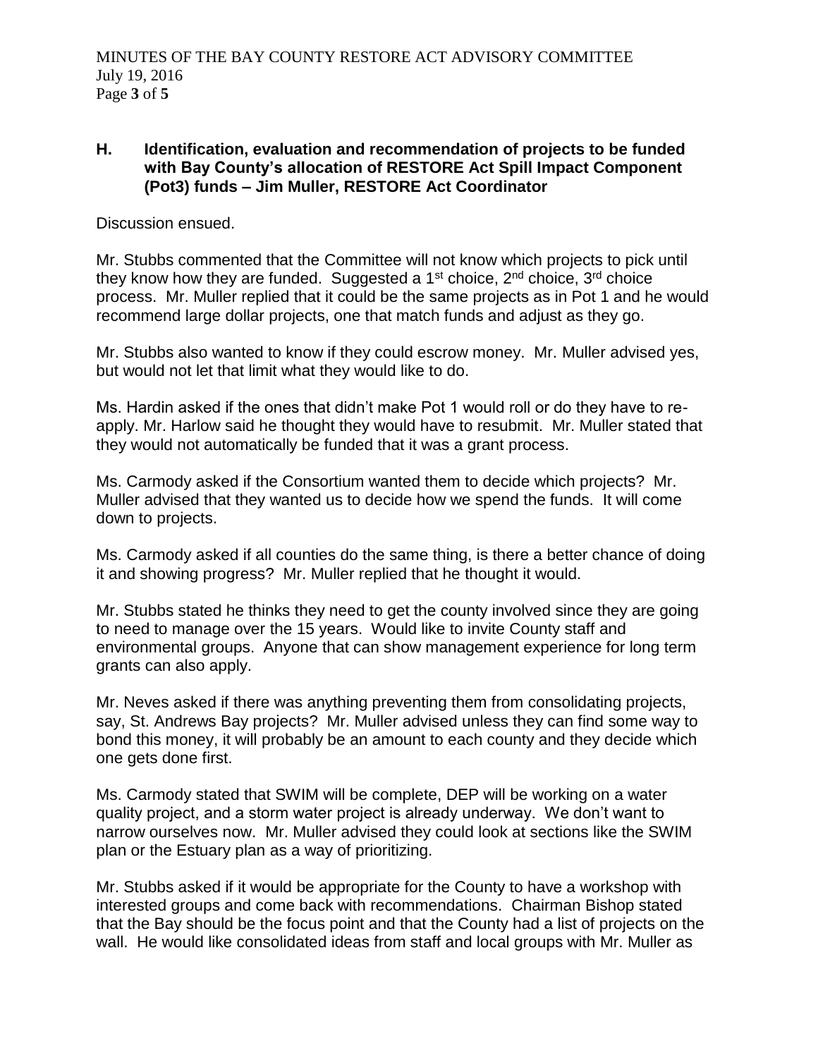## H. Identification, evaluation and recommendation of projects to be funded with Bay County's allocation of RESTORE Act Spill Impact Component (Pot3) funds – Jim Muller, RESTORE Act Coordinator

Discussion ensued.

Mr. Stubbs commented that the Committee will not know which projects to pick until they know how they are funded. Suggested a 1st choice, 2nd choice, 3rd choice process. Mr. Muller replied that it could be the same projects as in Pot 1 and he would recommend large dollar projects, one that match funds and adjust as they go.

Mr. Stubbs also wanted to know if they could escrow money. Mr. Muller advised yes, but would not let that limit what they would like to do.

Ms. Hardin asked if the ones that didn't make Pot 1 would roll or do they have to re-apply. Mr. Harlow said he thought they would have to resubmit. Mr. Muller stated that they would not automatically be funded that it was a grant process.

Ms. Carmody asked if the Consortium wanted them to decide which projects? Mr. Muller advised that they wanted us to decide how we spend the funds. It will come down to projects.

Ms. Carmody asked if all counties do the same thing, is there a better chance of doing it and showing progress? Mr. Muller replied that he thought it would.

Mr. Stubbs stated he thinks they need to get the county involved since they are going to need to manage over the 15 years. Would like to invite County staff and environmental groups. Anyone that can show management experience for long term grants can also apply.

Mr. Neves asked if there was anything preventing them from consolidating projects, say, St. Andrews Bay projects? Mr. Muller advised unless they can find some way to bond this money, it will probably be an amount to each county and they decide which one gets done first.

Ms. Carmody stated that SWIM will be complete, DEP will be working on a water quality project, and a storm water project is already underway. We don't want to narrow ourselves now. Mr. Muller advised they could look at sections like the SWIM plan or the Estuary plan as a way of prioritizing.

Mr. Stubbs asked if it would be appropriate for the County to have a workshop with interested groups and come back with recommendations. Chairman Bishop stated that the Bay should be the focus point and that the County had a list of projects on the wall. He would like consolidated ideas from staff and local groups with Mr. Muller as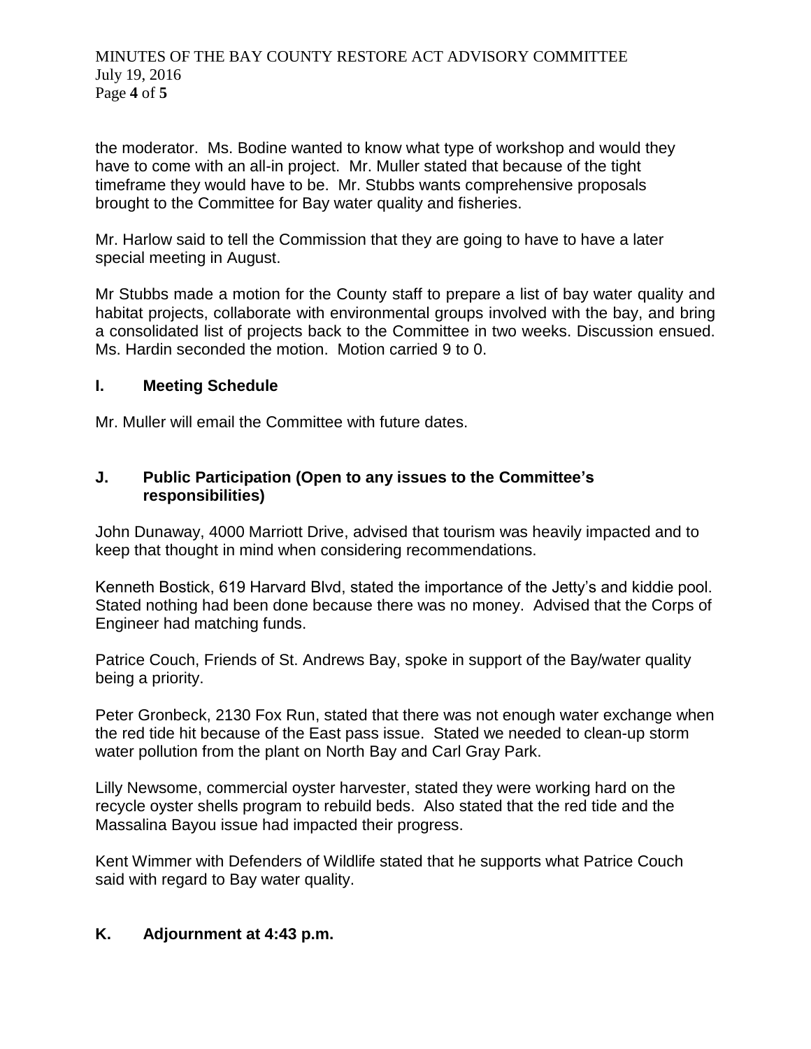the moderator. Ms. Bodine wanted to know what type of workshop and would they have to come with an all-in project. Mr. Muller stated that because of the tight timeframe they would have to be. Mr. Stubbs wants comprehensive proposals brought to the Committee for Bay water quality and fisheries.

Mr. Harlow said to tell the Commission that they are going to have to have a later special meeting in August.

Mr Stubbs made a motion for the County staff to prepare a list of bay water quality and habitat projects, collaborate with environmental groups involved with the bay, and bring a consolidated list of projects back to the Committee in two weeks. Discussion ensued. Ms. Hardin seconded the motion. Motion carried 9 to 0.

## I. Meeting Schedule

Mr. Muller will email the Committee with future dates.

## J. Public Participation (Open to any issues to the Committee's responsibilities)

John Dunaway, 4000 Marriott Drive, advised that tourism was heavily impacted and to keep that thought in mind when considering recommendations.

Kenneth Bostick, 619 Harvard Blvd, stated the importance of the Jetty's and kiddie pool. Stated nothing had been done because there was no money. Advised that the Corps of Engineer had matching funds.

Patrice Couch, Friends of St. Andrews Bay, spoke in support of the Bay/water quality being a priority.

Peter Gronbeck, 2130 Fox Run, stated that there was not enough water exchange when the red tide hit because of the East pass issue. Stated we needed to clean-up storm water pollution from the plant on North Bay and Carl Gray Park.

Lilly Newsome, commercial oyster harvester, stated they were working hard on the recycle oyster shells program to rebuild beds. Also stated that the red tide and the Massalina Bayou issue had impacted their progress.

Kent Wimmer with Defenders of Wildlife stated that he supports what Patrice Couch said with regard to Bay water quality.

## K. Adjournment at 4:43 p.m.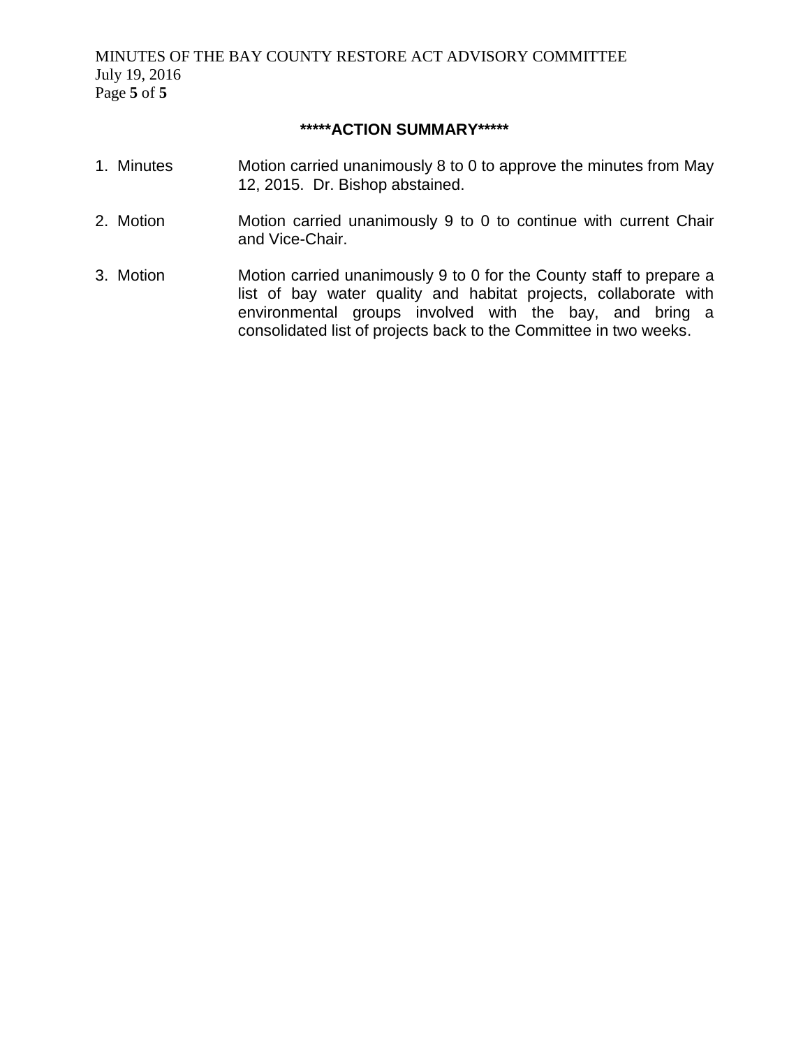**\*\*\*\*\*ACTION SUMMARY\*\*\*\*\***

| | |
| --- | --- |
| 1. Minutes | Motion carried unanimously 8 to 0 to approve the minutes from May 12, 2015. Dr. Bishop abstained. |
| 2. Motion | Motion carried unanimously 9 to 0 to continue with current Chair and Vice-Chair. |
| 3. Motion | Motion carried unanimously 9 to 0 for the County staff to prepare a list of bay water quality and habitat projects, collaborate with environmental groups involved with the bay, and bring a consolidated list of projects back to the Committee in two weeks. |